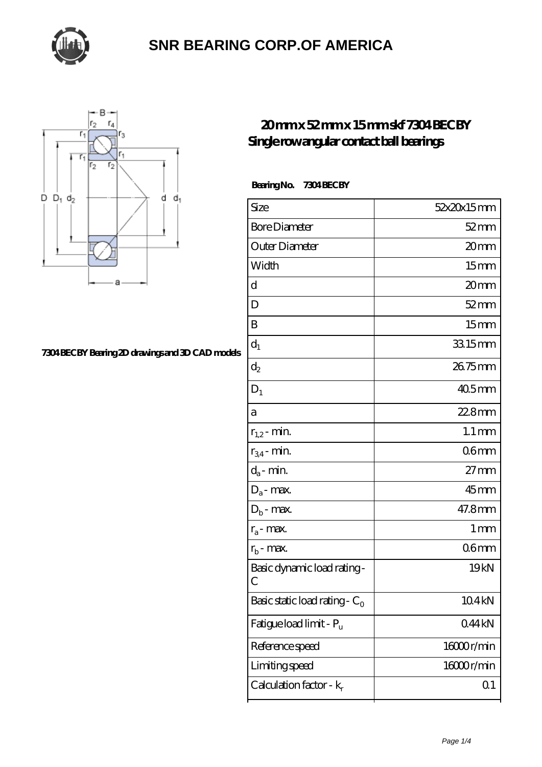# SNR BEARING CORP.OF AMERICA

## 20 mm x 52 mm x 15 mm skf 7304 BECBY Single row angular contact ball bearings

7304 BECBY Bearing 2D drawings and 3D CAD models

**Bearing No. 7304 BECBY**

| Size | 52x20x15 mm |
|---|---|
| Bore Diameter | 52 mm |
| Outer Diameter | 20 mm |
| Width | 15 mm |
| d | 20 mm |
| D | 52 mm |
| B | 15 mm |
| $d_1$ | 33.15 mm |
| $d_2$ | 26.75 mm |
| $D_1$ | 40.5 mm |
| a | 22.8 mm |
| $r_{1,2}$ - min. | 1.1 mm |
| $r_{3,4}$ - min. | 0.6 mm |
| $d_a$ - min. | 27 mm |
| $D_a$ - max. | 45 mm |
| $D_b$ - max. | 47.8 mm |
| $r_a$ - max. | 1 mm |
| $r_b$ - max. | 0.6 mm |
| Basic dynamic load rating - C | 19 kN |
| Basic static load rating - $C_0$ | 10.4 kN |
| Fatigue load limit - $P_u$ | 0.44 kN |
| Reference speed | 16000 r/min |
| Limiting speed | 16000 r/min |
| Calculation factor - $k_r$ | 0.1 |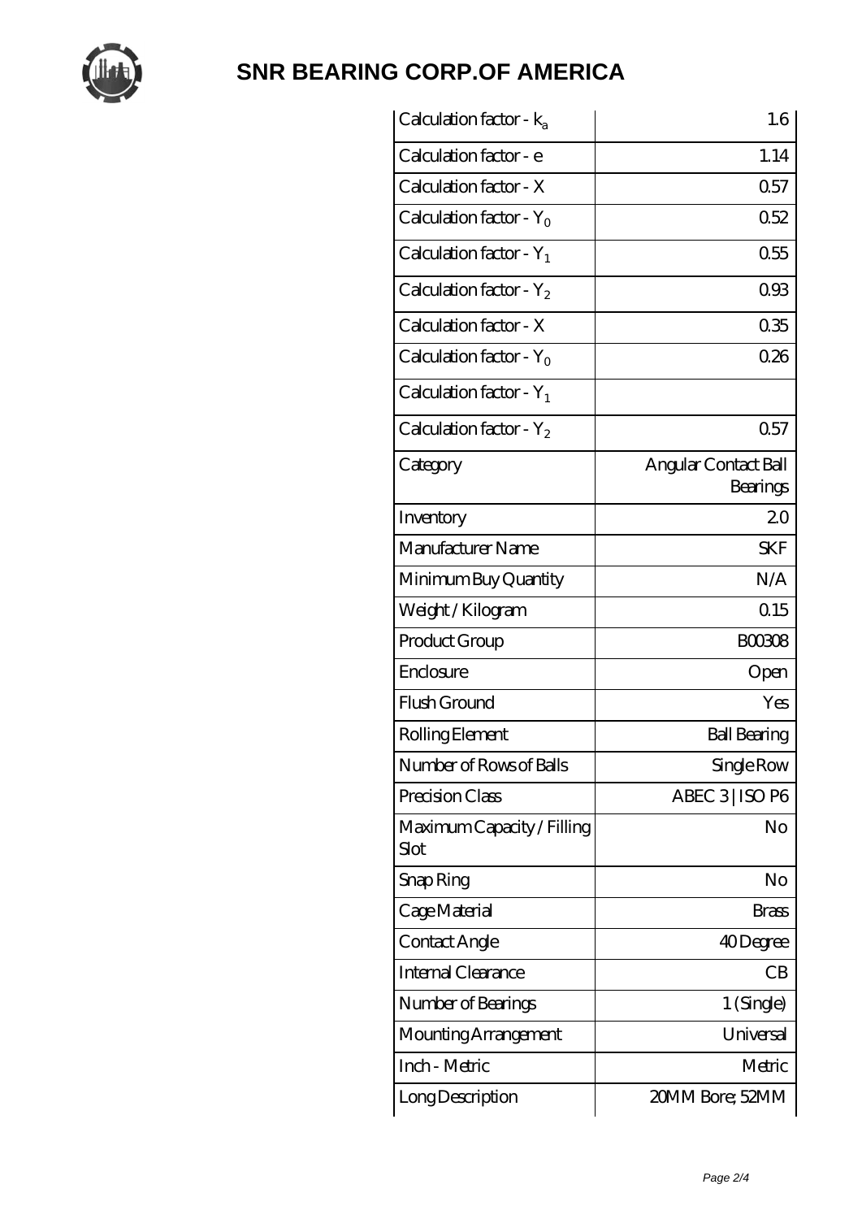# SNR BEARING CORP.OF AMERICA

| | |
|---|---|
| Calculation factor - $k_a$ | 1.6 |
| Calculation factor - e | 1.14 |
| Calculation factor - X | 0.57 |
| Calculation factor - $Y_0$ | 0.52 |
| Calculation factor - $Y_1$ | 0.55 |
| Calculation factor - $Y_2$ | 0.93 |
| Calculation factor - X | 0.35 |
| Calculation factor - $Y_0$ | 0.26 |
| Calculation factor - $Y_1$ | |
| Calculation factor - $Y_2$ | 0.57 |
| Category | Angular Contact Ball Bearings |
| Inventory | 2.0 |
| Manufacturer Name | SKF |
| Minimum Buy Quantity | N/A |
| Weight / Kilogram | 0.15 |
| Product Group | B00308 |
| Enclosure | Open |
| Flush Ground | Yes |
| Rolling Element | Ball Bearing |
| Number of Rows of Balls | Single Row |
| Precision Class | ABEC 3 \| ISO P6 |
| Maximum Capacity / Filling Slot | No |
| Snap Ring | No |
| Cage Material | Brass |
| Contact Angle | 40 Degree |
| Internal Clearance | CB |
| Number of Bearings | 1 (Single) |
| Mounting Arrangement | Universal |
| Inch - Metric | Metric |
| Long Description | 20MM Bore; 52MM |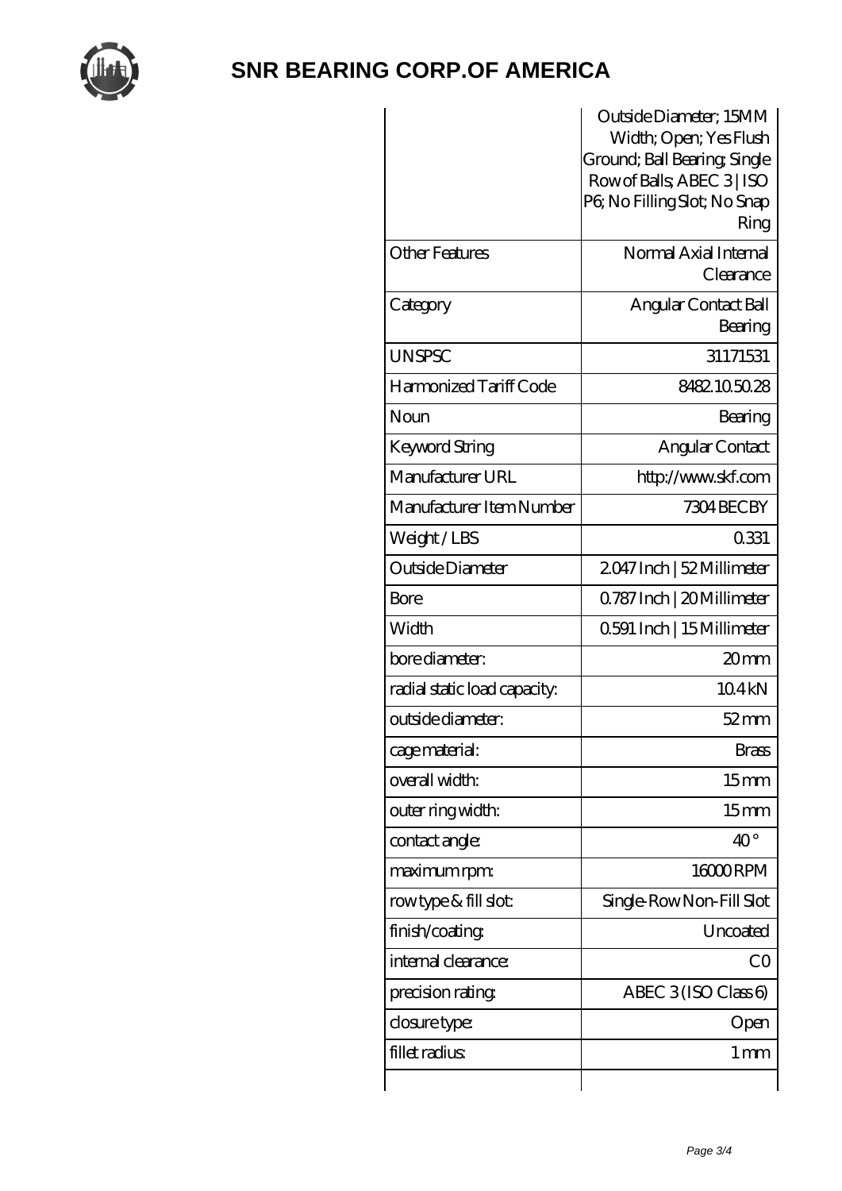# SNR BEARING CORP.OF AMERICA

| | |
|---|---|
| | Outside Diameter; 15MM Width; Open; Yes Flush Ground; Ball Bearing; Single Row of Balls; ABEC 3 \| ISO P6; No Filling Slot; No Snap Ring |
| Other Features | Normal Axial Internal Clearance |
| Category | Angular Contact Ball Bearing |
| UNSPSC | 31171531 |
| Harmonized Tariff Code | 8482.10.50.28 |
| Noun | Bearing |
| Keyword String | Angular Contact |
| Manufacturer URL | http://www.skf.com |
| Manufacturer Item Number | 7304 BECBY |
| Weight / LBS | 0.331 |
| Outside Diameter | 2.047 Inch \| 52 Millimeter |
| Bore | 0.787 Inch \| 20 Millimeter |
| Width | 0.591 Inch \| 15 Millimeter |
| bore diameter: | 20 mm |
| radial static load capacity: | 10.4 kN |
| outside diameter: | 52 mm |
| cage material: | Brass |
| overall width: | 15 mm |
| outer ring width: | 15 mm |
| contact angle: | 40 ° |
| maximum rpm: | 16000 RPM |
| row type & fill slot: | Single-Row Non-Fill Slot |
| finish/coating: | Uncoated |
| internal clearance: | C0 |
| precision rating: | ABEC 3 (ISO Class 6) |
| closure type: | Open |
| fillet radius: | 1 mm |
| | |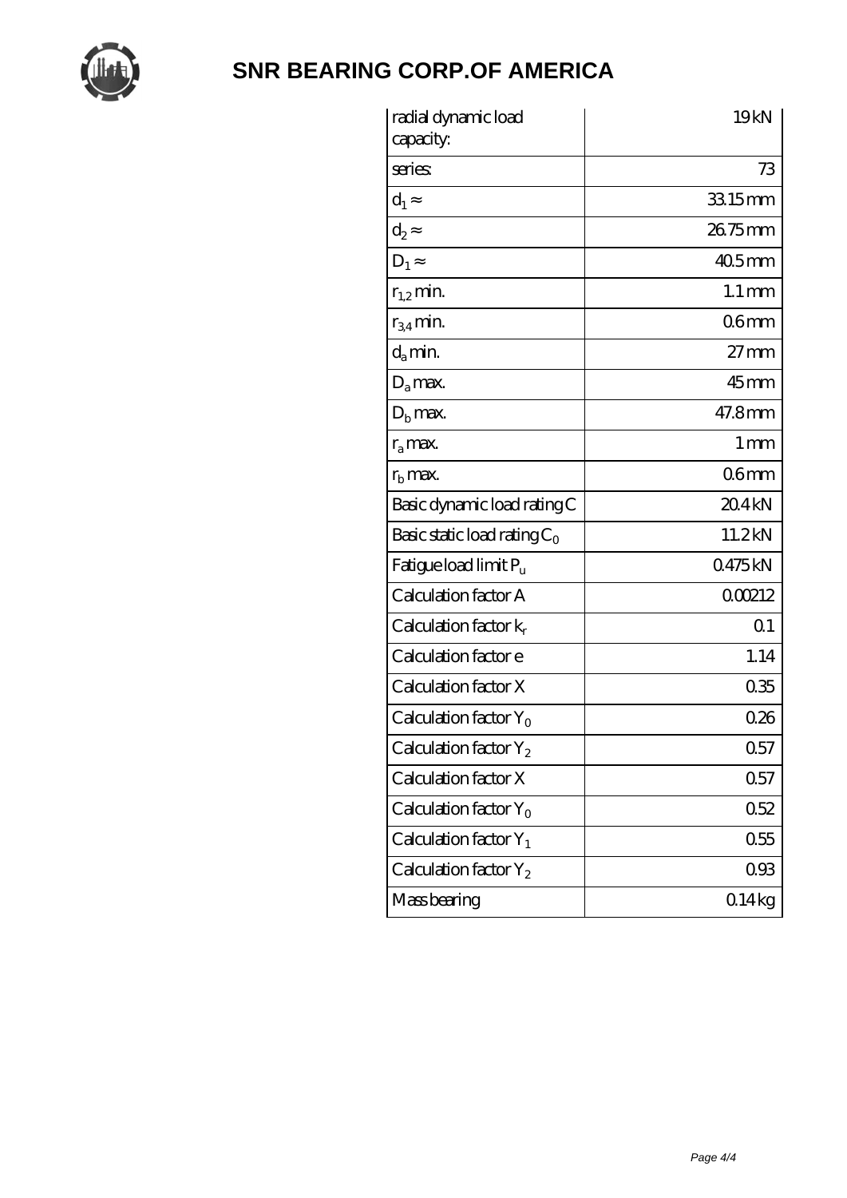# SNR BEARING CORP.OF AMERICA

| | |
|---|---|
| radial dynamic load capacity: | 19 kN |
| series: | 73 |
| $d_1$ ≈ | 33.15 mm |
| $d_2$ ≈ | 26.75 mm |
| $D_1$ ≈ | 40.5 mm |
| $r_{1,2}$ min. | 1.1 mm |
| $r_{3,4}$ min. | 0.6 mm |
| $d_a$ min. | 27 mm |
| $D_a$ max. | 45 mm |
| $D_b$ max. | 47.8 mm |
| $r_a$ max. | 1 mm |
| $r_b$ max. | 0.6 mm |
| Basic dynamic load rating C | 20.4 kN |
| Basic static load rating $C_0$ | 11.2 kN |
| Fatigue load limit $P_u$ | 0.475 kN |
| Calculation factor A | 0.00212 |
| Calculation factor $k_r$ | 0.1 |
| Calculation factor e | 1.14 |
| Calculation factor X | 0.35 |
| Calculation factor $Y_0$ | 0.26 |
| Calculation factor $Y_2$ | 0.57 |
| Calculation factor X | 0.57 |
| Calculation factor $Y_0$ | 0.52 |
| Calculation factor $Y_1$ | 0.55 |
| Calculation factor $Y_2$ | 0.93 |
| Mass bearing | 0.14 kg |